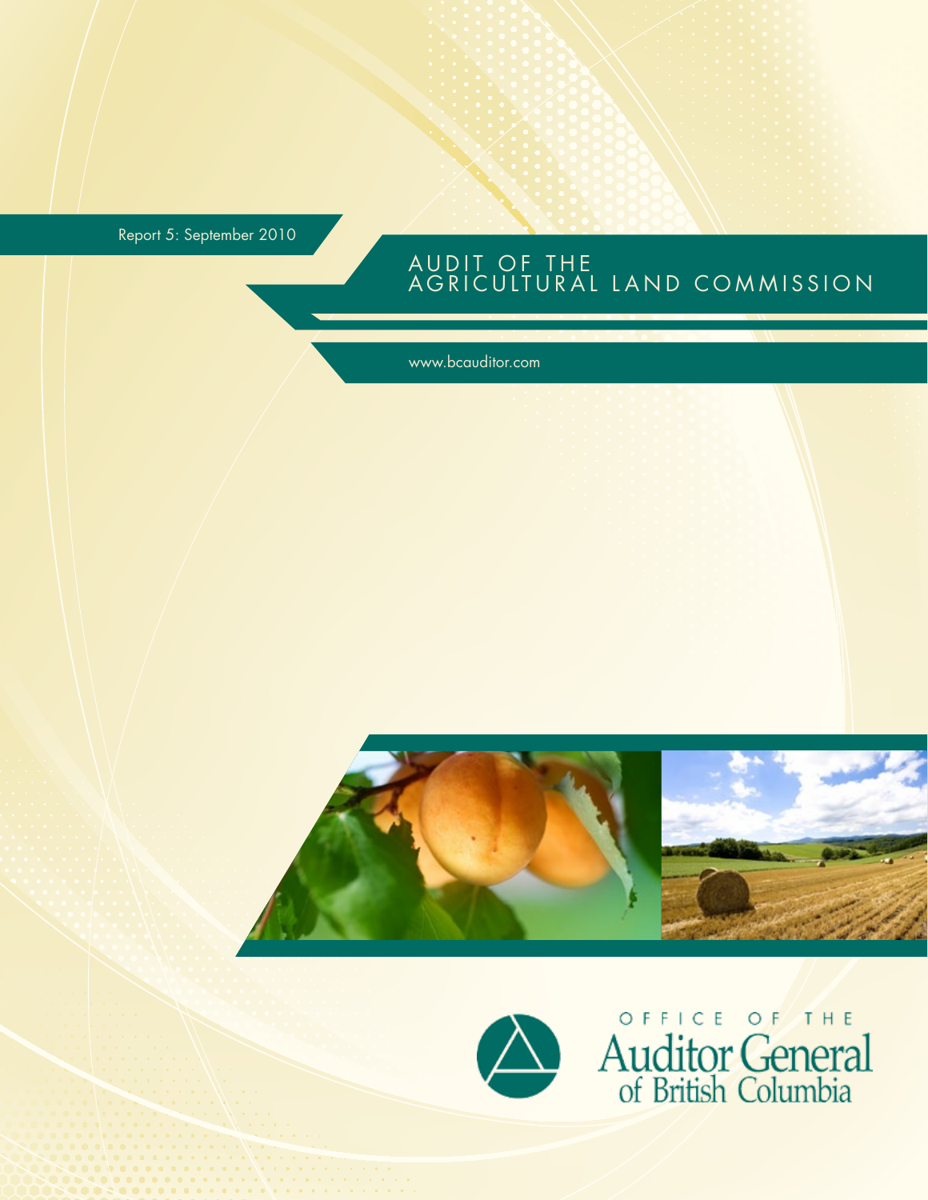Report 5: September 2010

# AUDIT OF THE AGRICULTURAL LAND COMMISSION

www.bcauditor.com

OFFICE OF THE
Auditor General
of British Columbia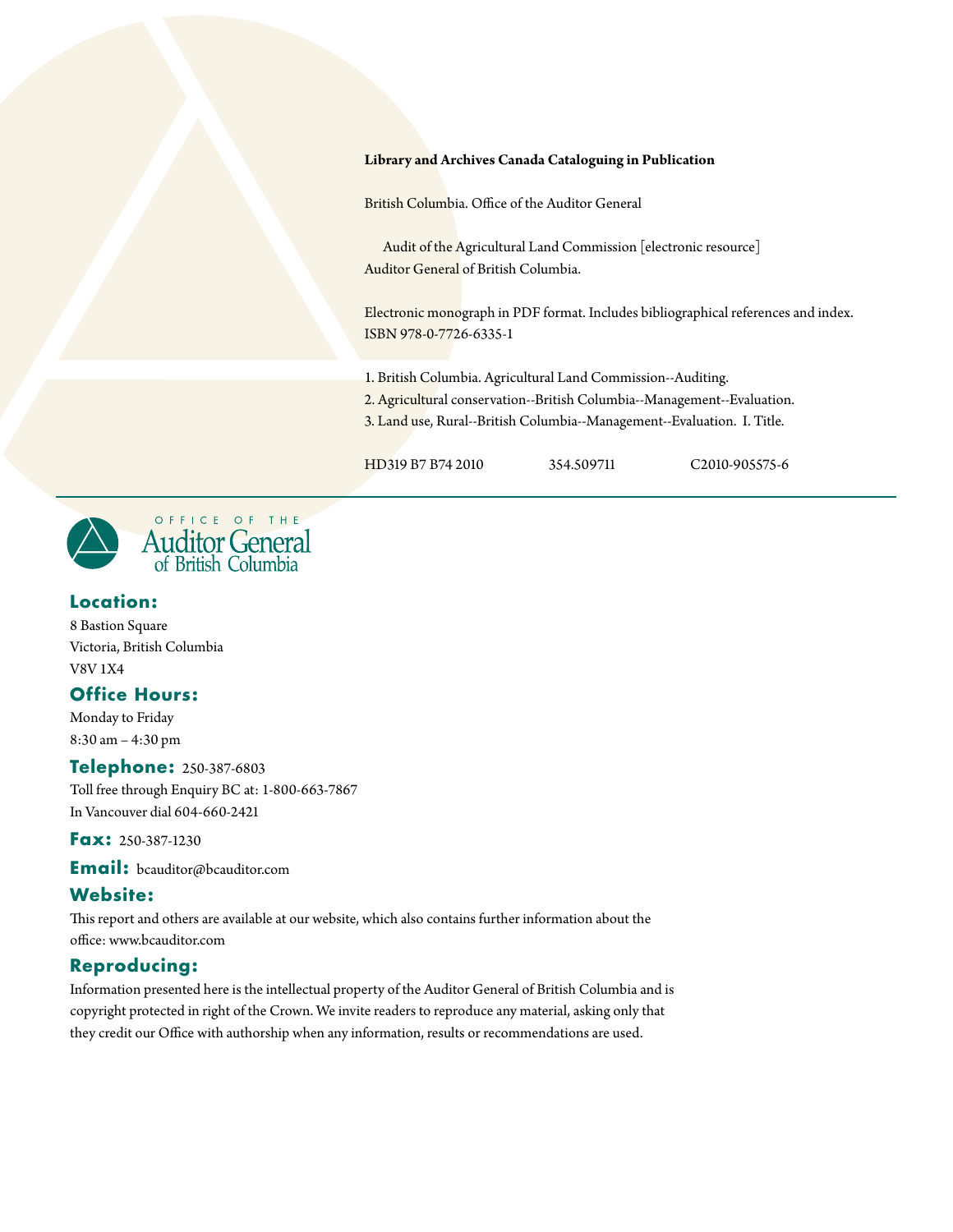**Library and Archives Canada Cataloguing in Publication**

British Columbia. Office of the Auditor General

Audit of the Agricultural Land Commission [electronic resource]
Auditor General of British Columbia.

Electronic monograph in PDF format. Includes bibliographical references and index.
ISBN 978-0-7726-6335-1

1. British Columbia. Agricultural Land Commission--Auditing.
2. Agricultural conservation--British Columbia--Management--Evaluation.
3. Land use, Rural--British Columbia--Management--Evaluation. I. Title.

HD319 B7 B74 2010 354.509711 C2010-905575-6

---

OFFICE OF THE
Auditor General
of British Columbia

## Location:

8 Bastion Square
Victoria, British Columbia
V8V 1X4

## Office Hours:

Monday to Friday
8:30 am – 4:30 pm

## Telephone: 250-387-6803

Toll free through Enquiry BC at: 1-800-663-7867
In Vancouver dial 604-660-2421

## Fax: 250-387-1230

## Email: bcauditor@bcauditor.com

## Website:

This report and others are available at our website, which also contains further information about the office: www.bcauditor.com

## Reproducing:

Information presented here is the intellectual property of the Auditor General of British Columbia and is copyright protected in right of the Crown. We invite readers to reproduce any material, asking only that they credit our Office with authorship when any information, results or recommendations are used.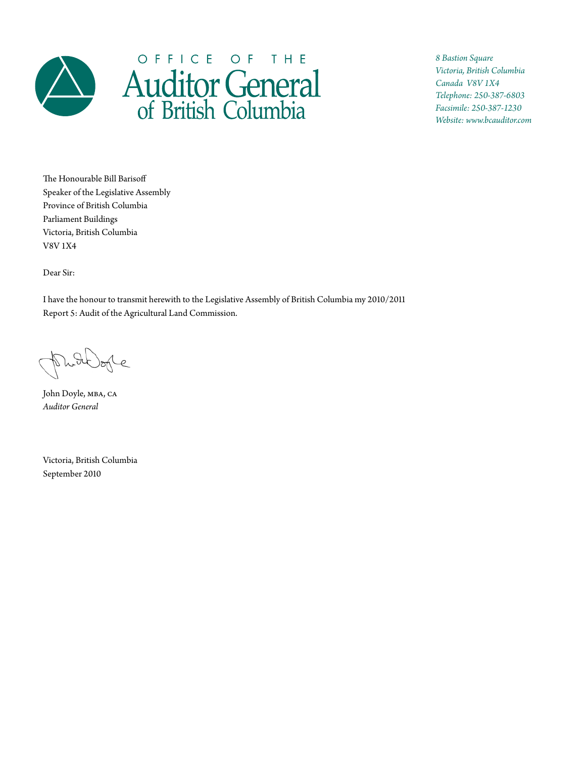OFFICE OF THE

# Auditor General of British Columbia

*8 Bastion Square*
*Victoria, British Columbia*
*Canada V8V 1X4*
*Telephone: 250-387-6803*
*Facsimile: 250-387-1230*
*Website: www.bcauditor.com*

The Honourable Bill Barisoff
Speaker of the Legislative Assembly
Province of British Columbia
Parliament Buildings
Victoria, British Columbia
V8V 1X4

Dear Sir:

I have the honour to transmit herewith to the Legislative Assembly of British Columbia my 2010/2011 Report 5: Audit of the Agricultural Land Commission.

John Doyle, MBA, CA
*Auditor General*

Victoria, British Columbia
September 2010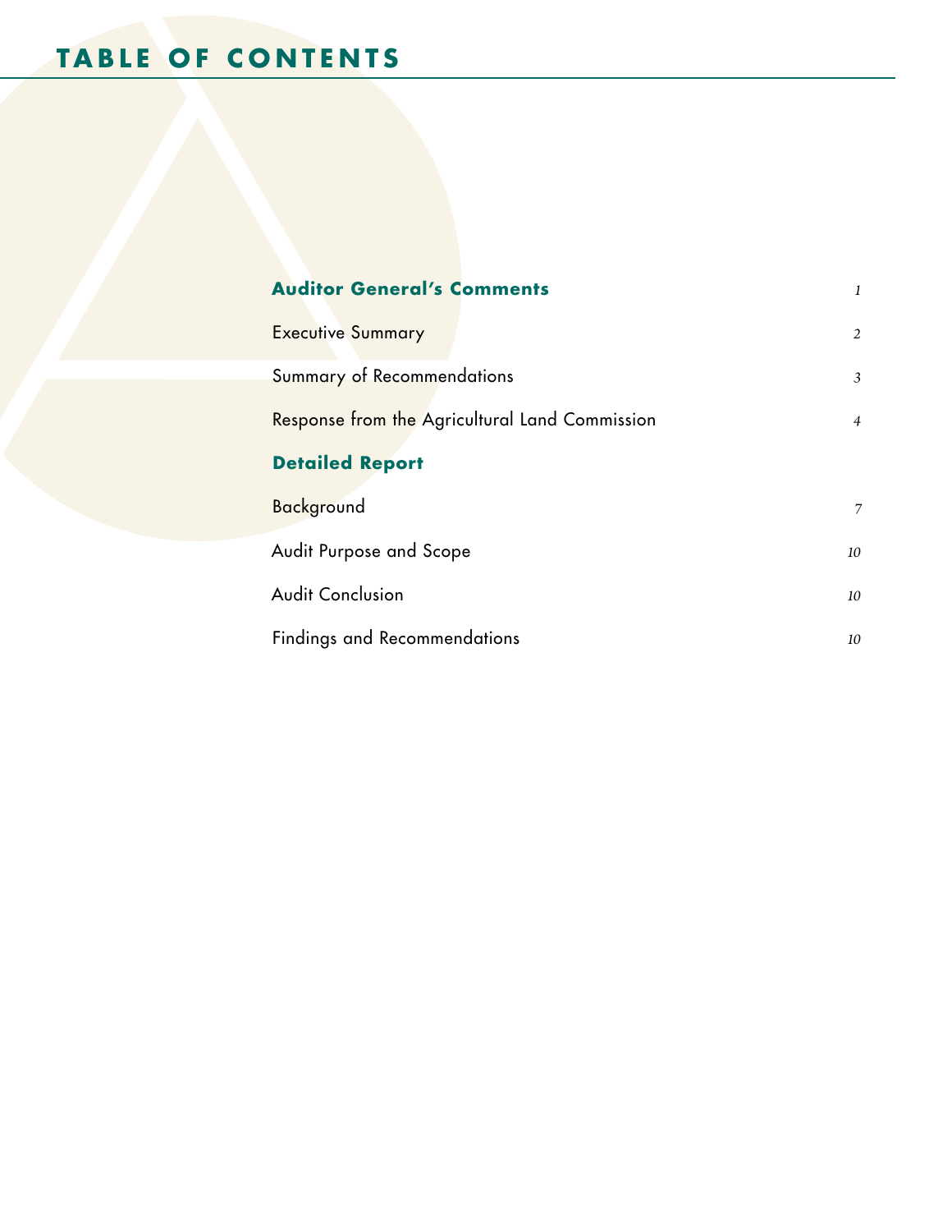# TABLE OF CONTENTS

| | |
|---|---|
| **Auditor General's Comments** | *1* |
| Executive Summary | *2* |
| Summary of Recommendations | *3* |
| Response from the Agricultural Land Commission | *4* |
| **Detailed Report** | |
| Background | *7* |
| Audit Purpose and Scope | *10* |
| Audit Conclusion | *10* |
| Findings and Recommendations | *10* |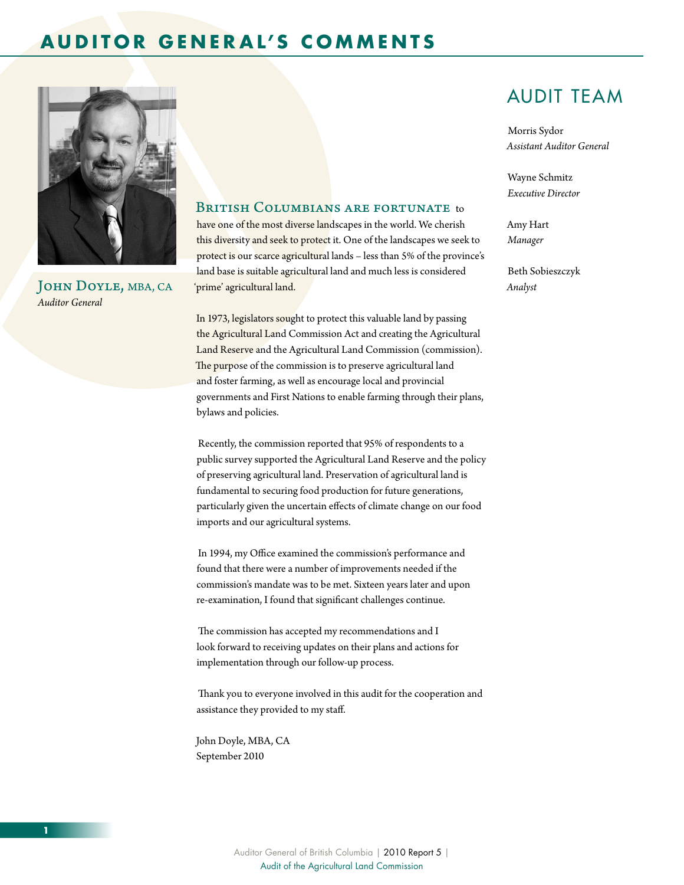# AUDITOR GENERAL'S COMMENTS

**John Doyle,** MBA, CA
*Auditor General*

British Columbians are fortunate to have one of the most diverse landscapes in the world. We cherish this diversity and seek to protect it. One of the landscapes we seek to protect is our scarce agricultural lands – less than 5% of the province's land base is suitable agricultural land and much less is considered 'prime' agricultural land.

In 1973, legislators sought to protect this valuable land by passing the Agricultural Land Commission Act and creating the Agricultural Land Reserve and the Agricultural Land Commission (commission). The purpose of the commission is to preserve agricultural land and foster farming, as well as encourage local and provincial governments and First Nations to enable farming through their plans, bylaws and policies.

Recently, the commission reported that 95% of respondents to a public survey supported the Agricultural Land Reserve and the policy of preserving agricultural land. Preservation of agricultural land is fundamental to securing food production for future generations, particularly given the uncertain effects of climate change on our food imports and our agricultural systems.

In 1994, my Office examined the commission's performance and found that there were a number of improvements needed if the commission's mandate was to be met. Sixteen years later and upon re-examination, I found that significant challenges continue.

The commission has accepted my recommendations and I look forward to receiving updates on their plans and actions for implementation through our follow-up process.

Thank you to everyone involved in this audit for the cooperation and assistance they provided to my staff.

John Doyle, MBA, CA
September 2010

## AUDIT TEAM

Morris Sydor
*Assistant Auditor General*

Wayne Schmitz
*Executive Director*

Amy Hart
*Manager*

Beth Sobieszczyk
*Analyst*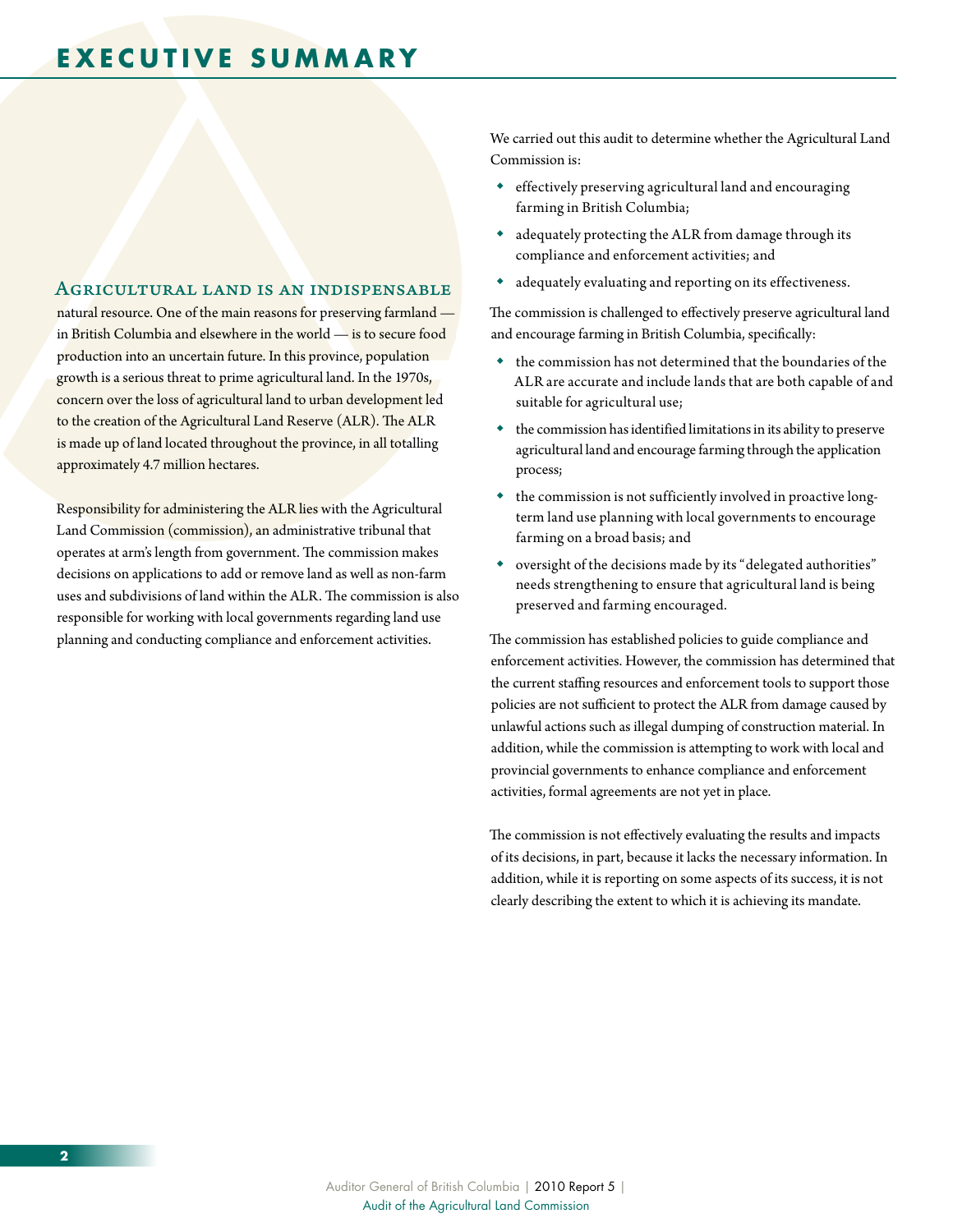# EXECUTIVE SUMMARY

Agricultural land is an indispensable natural resource. One of the main reasons for preserving farmland — in British Columbia and elsewhere in the world — is to secure food production into an uncertain future. In this province, population growth is a serious threat to prime agricultural land. In the 1970s, concern over the loss of agricultural land to urban development led to the creation of the Agricultural Land Reserve (ALR). The ALR is made up of land located throughout the province, in all totalling approximately 4.7 million hectares.

Responsibility for administering the ALR lies with the Agricultural Land Commission (commission), an administrative tribunal that operates at arm's length from government. The commission makes decisions on applications to add or remove land as well as non-farm uses and subdivisions of land within the ALR. The commission is also responsible for working with local governments regarding land use planning and conducting compliance and enforcement activities.

We carried out this audit to determine whether the Agricultural Land Commission is:

- effectively preserving agricultural land and encouraging farming in British Columbia;
- adequately protecting the ALR from damage through its compliance and enforcement activities; and
- adequately evaluating and reporting on its effectiveness.

The commission is challenged to effectively preserve agricultural land and encourage farming in British Columbia, specifically:

- the commission has not determined that the boundaries of the ALR are accurate and include lands that are both capable of and suitable for agricultural use;
- the commission has identified limitations in its ability to preserve agricultural land and encourage farming through the application process;
- the commission is not sufficiently involved in proactive long-term land use planning with local governments to encourage farming on a broad basis; and
- oversight of the decisions made by its "delegated authorities" needs strengthening to ensure that agricultural land is being preserved and farming encouraged.

The commission has established policies to guide compliance and enforcement activities. However, the commission has determined that the current staffing resources and enforcement tools to support those policies are not sufficient to protect the ALR from damage caused by unlawful actions such as illegal dumping of construction material. In addition, while the commission is attempting to work with local and provincial governments to enhance compliance and enforcement activities, formal agreements are not yet in place.

The commission is not effectively evaluating the results and impacts of its decisions, in part, because it lacks the necessary information. In addition, while it is reporting on some aspects of its success, it is not clearly describing the extent to which it is achieving its mandate.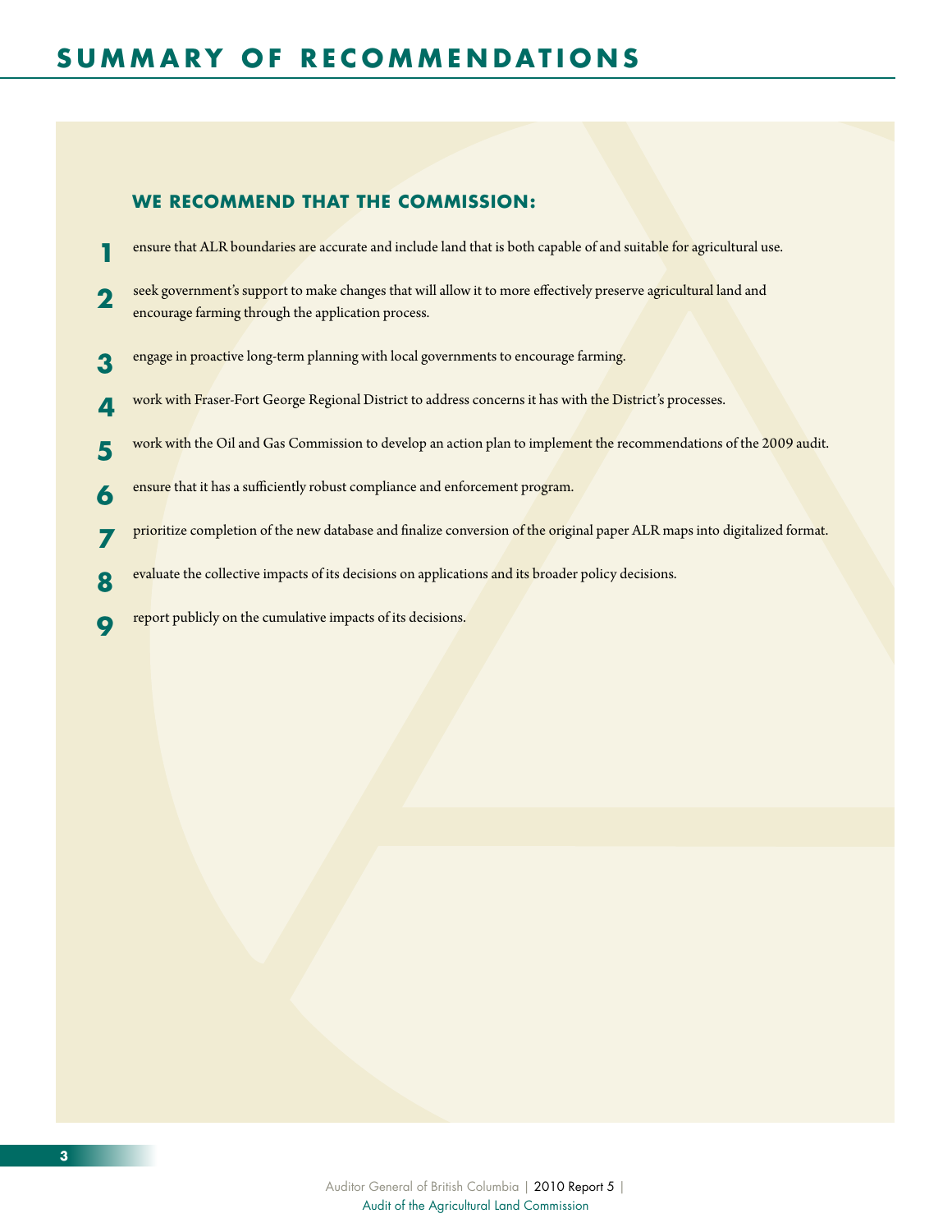# SUMMARY OF RECOMMENDATIONS

### WE RECOMMEND THAT THE COMMISSION:

1. ensure that ALR boundaries are accurate and include land that is both capable of and suitable for agricultural use.
2. seek government's support to make changes that will allow it to more effectively preserve agricultural land and encourage farming through the application process.
3. engage in proactive long-term planning with local governments to encourage farming.
4. work with Fraser-Fort George Regional District to address concerns it has with the District's processes.
5. work with the Oil and Gas Commission to develop an action plan to implement the recommendations of the 2009 audit.
6. ensure that it has a sufficiently robust compliance and enforcement program.
7. prioritize completion of the new database and finalize conversion of the original paper ALR maps into digitalized format.
8. evaluate the collective impacts of its decisions on applications and its broader policy decisions.
9. report publicly on the cumulative impacts of its decisions.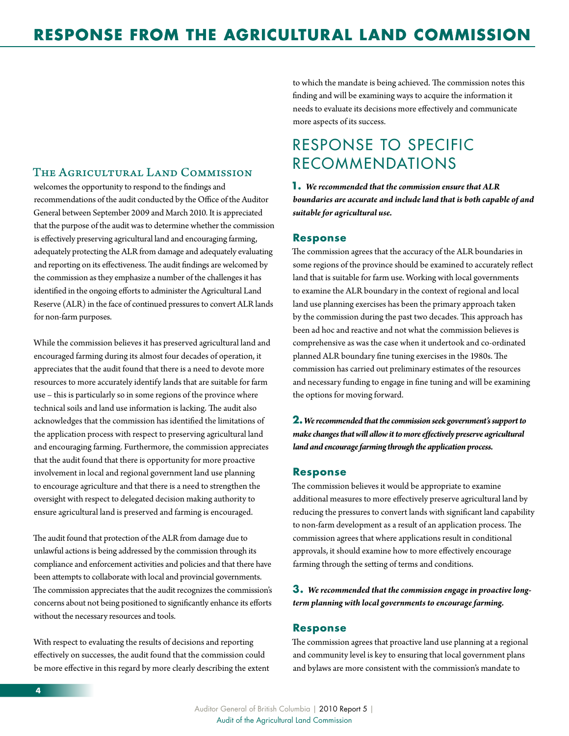# RESPONSE FROM THE AGRICULTURAL LAND COMMISSION

The Agricultural Land Commission welcomes the opportunity to respond to the findings and recommendations of the audit conducted by the Office of the Auditor General between September 2009 and March 2010. It is appreciated that the purpose of the audit was to determine whether the commission is effectively preserving agricultural land and encouraging farming, adequately protecting the ALR from damage and adequately evaluating and reporting on its effectiveness. The audit findings are welcomed by the commission as they emphasize a number of the challenges it has identified in the ongoing efforts to administer the Agricultural Land Reserve (ALR) in the face of continued pressures to convert ALR lands for non-farm purposes.

While the commission believes it has preserved agricultural land and encouraged farming during its almost four decades of operation, it appreciates that the audit found that there is a need to devote more resources to more accurately identify lands that are suitable for farm use – this is particularly so in some regions of the province where technical soils and land use information is lacking. The audit also acknowledges that the commission has identified the limitations of the application process with respect to preserving agricultural land and encouraging farming. Furthermore, the commission appreciates that the audit found that there is opportunity for more proactive involvement in local and regional government land use planning to encourage agriculture and that there is a need to strengthen the oversight with respect to delegated decision making authority to ensure agricultural land is preserved and farming is encouraged.

The audit found that protection of the ALR from damage due to unlawful actions is being addressed by the commission through its compliance and enforcement activities and policies and that there have been attempts to collaborate with local and provincial governments. The commission appreciates that the audit recognizes the commission's concerns about not being positioned to significantly enhance its efforts without the necessary resources and tools.

With respect to evaluating the results of decisions and reporting effectively on successes, the audit found that the commission could be more effective in this regard by more clearly describing the extent to which the mandate is being achieved. The commission notes this finding and will be examining ways to acquire the information it needs to evaluate its decisions more effectively and communicate more aspects of its success.

## RESPONSE TO SPECIFIC RECOMMENDATIONS

**1.** ***We recommended that the commission ensure that ALR boundaries are accurate and include land that is both capable of and suitable for agricultural use.***

### Response

The commission agrees that the accuracy of the ALR boundaries in some regions of the province should be examined to accurately reflect land that is suitable for farm use. Working with local governments to examine the ALR boundary in the context of regional and local land use planning exercises has been the primary approach taken by the commission during the past two decades. This approach has been ad hoc and reactive and not what the commission believes is comprehensive as was the case when it undertook and co-ordinated planned ALR boundary fine tuning exercises in the 1980s. The commission has carried out preliminary estimates of the resources and necessary funding to engage in fine tuning and will be examining the options for moving forward.

**2.** ***We recommended that the commission seek government's support to make changes that will allow it to more effectively preserve agricultural land and encourage farming through the application process.***

### Response

The commission believes it would be appropriate to examine additional measures to more effectively preserve agricultural land by reducing the pressures to convert lands with significant land capability to non-farm development as a result of an application process. The commission agrees that where applications result in conditional approvals, it should examine how to more effectively encourage farming through the setting of terms and conditions.

**3.** ***We recommended that the commission engage in proactive long-term planning with local governments to encourage farming.***

### Response

The commission agrees that proactive land use planning at a regional and community level is key to ensuring that local government plans and bylaws are more consistent with the commission's mandate to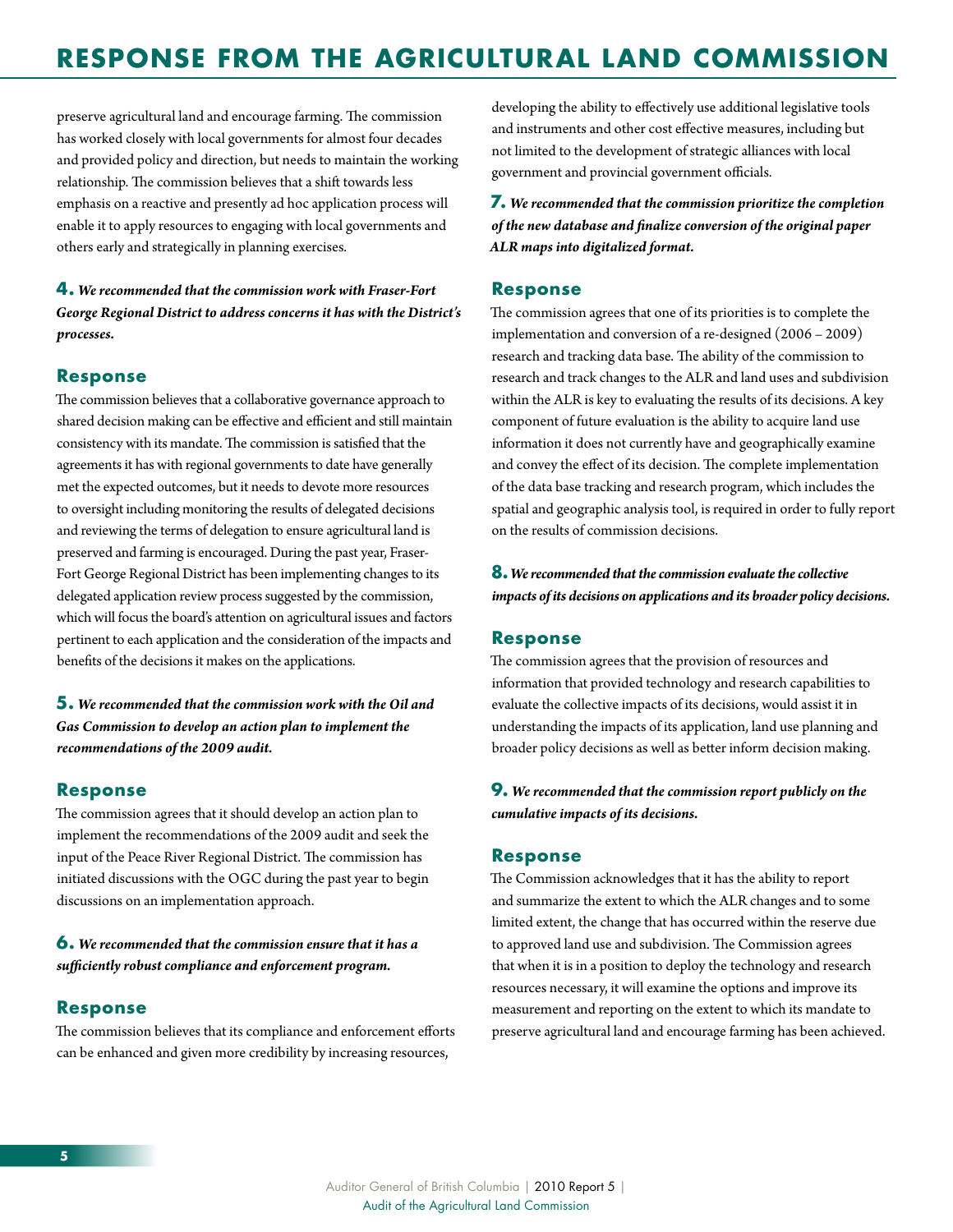# RESPONSE FROM THE AGRICULTURAL LAND COMMISSION

preserve agricultural land and encourage farming. The commission has worked closely with local governments for almost four decades and provided policy and direction, but needs to maintain the working relationship. The commission believes that a shift towards less emphasis on a reactive and presently ad hoc application process will enable it to apply resources to engaging with local governments and others early and strategically in planning exercises.

**4.** ***We recommended that the commission work with Fraser-Fort George Regional District to address concerns it has with the District's processes.***

## Response

The commission believes that a collaborative governance approach to shared decision making can be effective and efficient and still maintain consistency with its mandate. The commission is satisfied that the agreements it has with regional governments to date have generally met the expected outcomes, but it needs to devote more resources to oversight including monitoring the results of delegated decisions and reviewing the terms of delegation to ensure agricultural land is preserved and farming is encouraged. During the past year, Fraser-Fort George Regional District has been implementing changes to its delegated application review process suggested by the commission, which will focus the board's attention on agricultural issues and factors pertinent to each application and the consideration of the impacts and benefits of the decisions it makes on the applications.

**5.** ***We recommended that the commission work with the Oil and Gas Commission to develop an action plan to implement the recommendations of the 2009 audit.***

## Response

The commission agrees that it should develop an action plan to implement the recommendations of the 2009 audit and seek the input of the Peace River Regional District. The commission has initiated discussions with the OGC during the past year to begin discussions on an implementation approach.

**6.** ***We recommended that the commission ensure that it has a sufficiently robust compliance and enforcement program.***

## Response

The commission believes that its compliance and enforcement efforts can be enhanced and given more credibility by increasing resources, developing the ability to effectively use additional legislative tools and instruments and other cost effective measures, including but not limited to the development of strategic alliances with local government and provincial government officials.

**7.** ***We recommended that the commission prioritize the completion of the new database and finalize conversion of the original paper ALR maps into digitalized format.***

## Response

The commission agrees that one of its priorities is to complete the implementation and conversion of a re-designed (2006 – 2009) research and tracking data base. The ability of the commission to research and track changes to the ALR and land uses and subdivision within the ALR is key to evaluating the results of its decisions. A key component of future evaluation is the ability to acquire land use information it does not currently have and geographically examine and convey the effect of its decision. The complete implementation of the data base tracking and research program, which includes the spatial and geographic analysis tool, is required in order to fully report on the results of commission decisions.

**8.** ***We recommended that the commission evaluate the collective impacts of its decisions on applications and its broader policy decisions.***

## Response

The commission agrees that the provision of resources and information that provided technology and research capabilities to evaluate the collective impacts of its decisions, would assist it in understanding the impacts of its application, land use planning and broader policy decisions as well as better inform decision making.

**9.** ***We recommended that the commission report publicly on the cumulative impacts of its decisions.***

## Response

The Commission acknowledges that it has the ability to report and summarize the extent to which the ALR changes and to some limited extent, the change that has occurred within the reserve due to approved land use and subdivision. The Commission agrees that when it is in a position to deploy the technology and research resources necessary, it will examine the options and improve its measurement and reporting on the extent to which its mandate to preserve agricultural land and encourage farming has been achieved.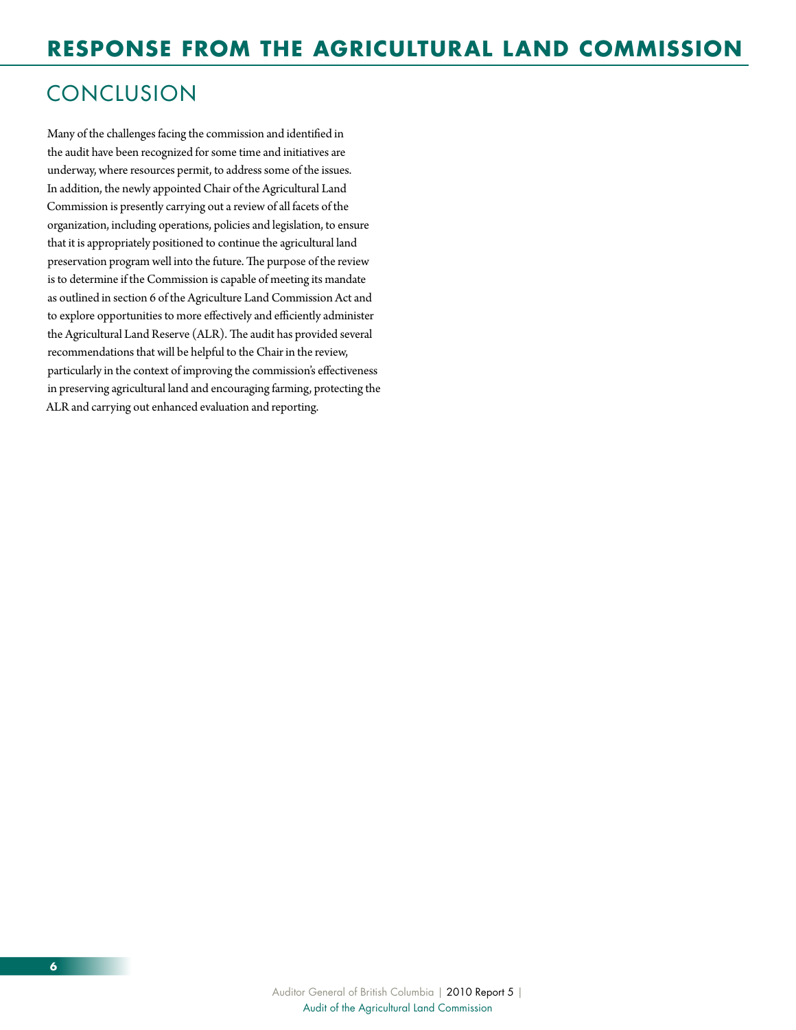# RESPONSE FROM THE AGRICULTURAL LAND COMMISSION

## CONCLUSION

Many of the challenges facing the commission and identified in the audit have been recognized for some time and initiatives are underway, where resources permit, to address some of the issues. In addition, the newly appointed Chair of the Agricultural Land Commission is presently carrying out a review of all facets of the organization, including operations, policies and legislation, to ensure that it is appropriately positioned to continue the agricultural land preservation program well into the future. The purpose of the review is to determine if the Commission is capable of meeting its mandate as outlined in section 6 of the Agriculture Land Commission Act and to explore opportunities to more effectively and efficiently administer the Agricultural Land Reserve (ALR). The audit has provided several recommendations that will be helpful to the Chair in the review, particularly in the context of improving the commission's effectiveness in preserving agricultural land and encouraging farming, protecting the ALR and carrying out enhanced evaluation and reporting.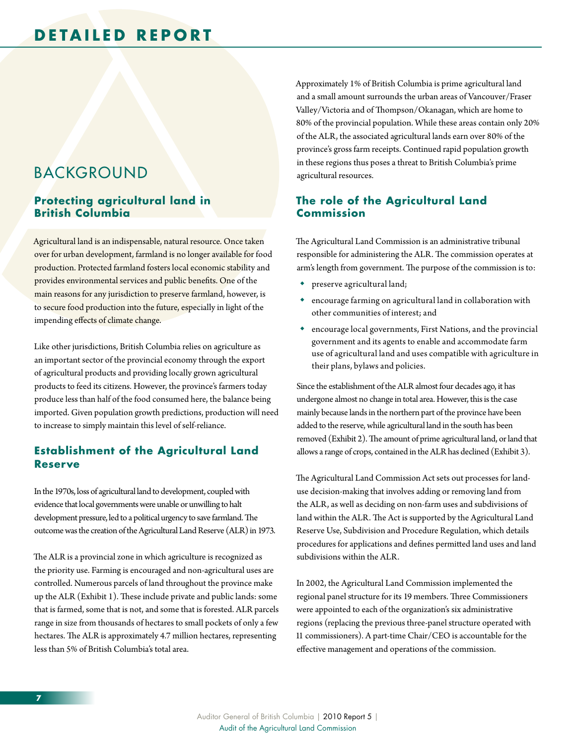# DETAILED REPORT

## BACKGROUND

### Protecting agricultural land in British Columbia

Agricultural land is an indispensable, natural resource. Once taken over for urban development, farmland is no longer available for food production. Protected farmland fosters local economic stability and provides environmental services and public benefits. One of the main reasons for any jurisdiction to preserve farmland, however, is to secure food production into the future, especially in light of the impending effects of climate change.

Like other jurisdictions, British Columbia relies on agriculture as an important sector of the provincial economy through the export of agricultural products and providing locally grown agricultural products to feed its citizens. However, the province's farmers today produce less than half of the food consumed here, the balance being imported. Given population growth predictions, production will need to increase to simply maintain this level of self-reliance.

### Establishment of the Agricultural Land Reserve

In the 1970s, loss of agricultural land to development, coupled with evidence that local governments were unable or unwilling to halt development pressure, led to a political urgency to save farmland. The outcome was the creation of the Agricultural Land Reserve (ALR) in 1973.

The ALR is a provincial zone in which agriculture is recognized as the priority use. Farming is encouraged and non-agricultural uses are controlled. Numerous parcels of land throughout the province make up the ALR (Exhibit 1). These include private and public lands: some that is farmed, some that is not, and some that is forested. ALR parcels range in size from thousands of hectares to small pockets of only a few hectares. The ALR is approximately 4.7 million hectares, representing less than 5% of British Columbia's total area.

Approximately 1% of British Columbia is prime agricultural land and a small amount surrounds the urban areas of Vancouver/Fraser Valley/Victoria and of Thompson/Okanagan, which are home to 80% of the provincial population. While these areas contain only 20% of the ALR, the associated agricultural lands earn over 80% of the province's gross farm receipts. Continued rapid population growth in these regions thus poses a threat to British Columbia's prime agricultural resources.

### The role of the Agricultural Land Commission

The Agricultural Land Commission is an administrative tribunal responsible for administering the ALR. The commission operates at arm's length from government. The purpose of the commission is to:

- preserve agricultural land;
- encourage farming on agricultural land in collaboration with other communities of interest; and
- encourage local governments, First Nations, and the provincial government and its agents to enable and accommodate farm use of agricultural land and uses compatible with agriculture in their plans, bylaws and policies.

Since the establishment of the ALR almost four decades ago, it has undergone almost no change in total area. However, this is the case mainly because lands in the northern part of the province have been added to the reserve, while agricultural land in the south has been removed (Exhibit 2). The amount of prime agricultural land, or land that allows a range of crops, contained in the ALR has declined (Exhibit 3).

The Agricultural Land Commission Act sets out processes for land-use decision-making that involves adding or removing land from the ALR, as well as deciding on non-farm uses and subdivisions of land within the ALR. The Act is supported by the Agricultural Land Reserve Use, Subdivision and Procedure Regulation, which details procedures for applications and defines permitted land uses and land subdivisions within the ALR.

In 2002, the Agricultural Land Commission implemented the regional panel structure for its 19 members. Three Commissioners were appointed to each of the organization's six administrative regions (replacing the previous three-panel structure operated with 11 commissioners). A part-time Chair/CEO is accountable for the effective management and operations of the commission.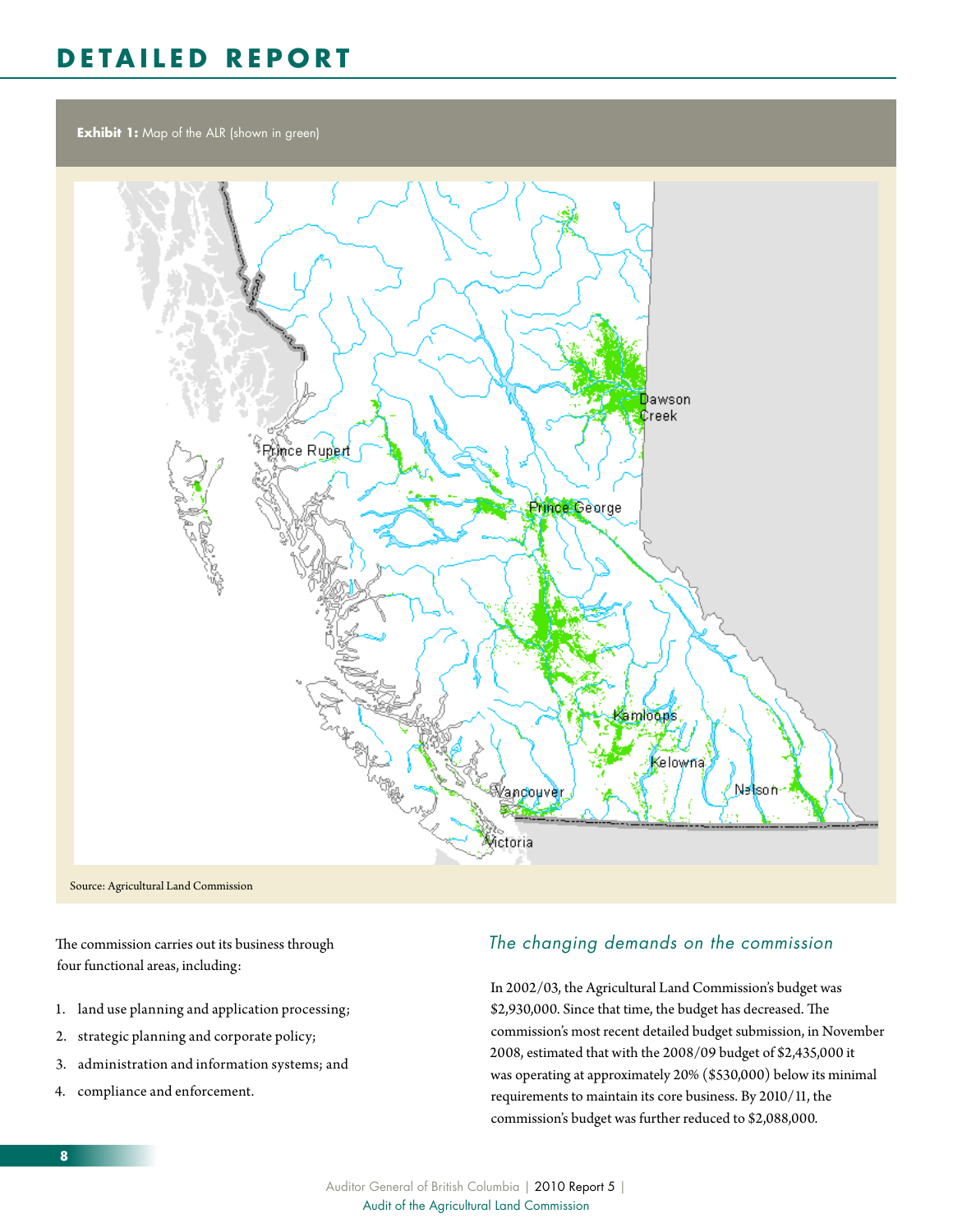# DETAILED REPORT

**Exhibit 1:** Map of the ALR (shown in green)

Source: Agricultural Land Commission

The commission carries out its business through four functional areas, including:

1. land use planning and application processing;
2. strategic planning and corporate policy;
3. administration and information systems; and
4. compliance and enforcement.

### *The changing demands on the commission*

In 2002/03, the Agricultural Land Commission's budget was $2,930,000. Since that time, the budget has decreased. The commission's most recent detailed budget submission, in November 2008, estimated that with the 2008/09 budget of $2,435,000 it was operating at approximately 20% ($530,000) below its minimal requirements to maintain its core business. By 2010/11, the commission's budget was further reduced to $2,088,000.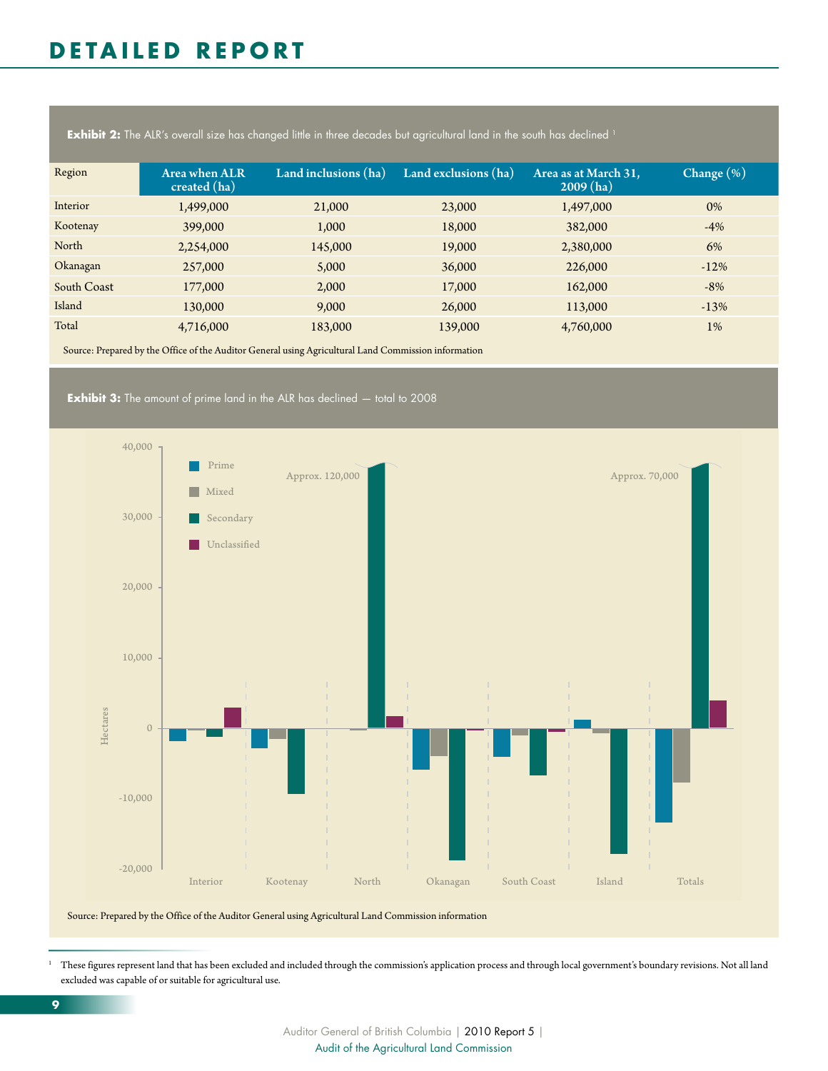# DETAILED REPORT

**Exhibit 2:** The ALR's overall size has changed little in three decades but agricultural land in the south has declined [1]

| Region | Area when ALR created (ha) | Land inclusions (ha) | Land exclusions (ha) | Area as at March 31, 2009 (ha) | Change (%) |
|---|---|---|---|---|---|
| Interior | 1,499,000 | 21,000 | 23,000 | 1,497,000 | 0% |
| Kootenay | 399,000 | 1,000 | 18,000 | 382,000 | -4% |
| North | 2,254,000 | 145,000 | 19,000 | 2,380,000 | 6% |
| Okanagan | 257,000 | 5,000 | 36,000 | 226,000 | -12% |
| South Coast | 177,000 | 2,000 | 17,000 | 162,000 | -8% |
| Island | 130,000 | 9,000 | 26,000 | 113,000 | -13% |
| Total | 4,716,000 | 183,000 | 139,000 | 4,760,000 | 1% |

Source: Prepared by the Office of the Auditor General using Agricultural Land Commission information

**Exhibit 3:** The amount of prime land in the ALR has declined — total to 2008

Source: Prepared by the Office of the Auditor General using Agricultural Land Commission information

[1] These figures represent land that has been excluded and included through the commission's application process and through local government's boundary revisions. Not all land excluded was capable of or suitable for agricultural use.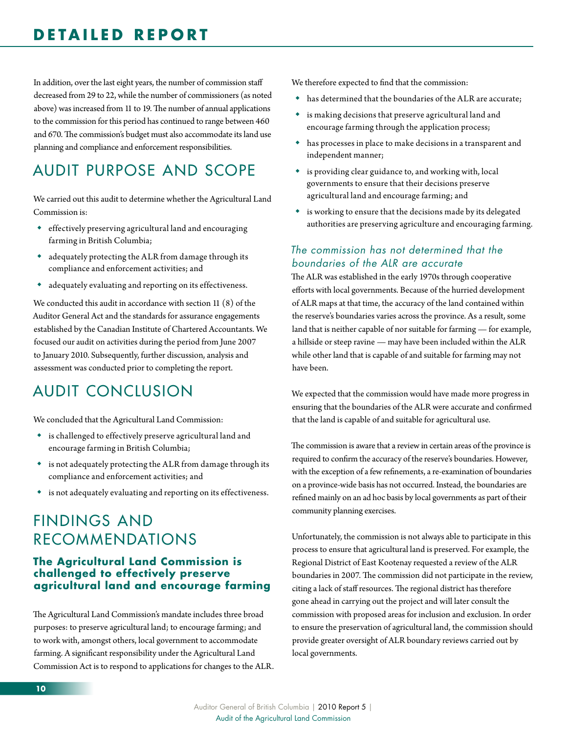In addition, over the last eight years, the number of commission staff decreased from 29 to 22, while the number of commissioners (as noted above) was increased from 11 to 19. The number of annual applications to the commission for this period has continued to range between 460 and 670. The commission's budget must also accommodate its land use planning and compliance and enforcement responsibilities.

# AUDIT PURPOSE AND SCOPE

We carried out this audit to determine whether the Agricultural Land Commission is:

- effectively preserving agricultural land and encouraging farming in British Columbia;
- adequately protecting the ALR from damage through its compliance and enforcement activities; and
- adequately evaluating and reporting on its effectiveness.

We conducted this audit in accordance with section 11 (8) of the Auditor General Act and the standards for assurance engagements established by the Canadian Institute of Chartered Accountants. We focused our audit on activities during the period from June 2007 to January 2010. Subsequently, further discussion, analysis and assessment was conducted prior to completing the report.

# AUDIT CONCLUSION

We concluded that the Agricultural Land Commission:

- is challenged to effectively preserve agricultural land and encourage farming in British Columbia;
- is not adequately protecting the ALR from damage through its compliance and enforcement activities; and
- is not adequately evaluating and reporting on its effectiveness.

# FINDINGS AND RECOMMENDATIONS

## The Agricultural Land Commission is challenged to effectively preserve agricultural land and encourage farming

The Agricultural Land Commission's mandate includes three broad purposes: to preserve agricultural land; to encourage farming; and to work with, amongst others, local government to accommodate farming. A significant responsibility under the Agricultural Land Commission Act is to respond to applications for changes to the ALR.

We therefore expected to find that the commission:

- has determined that the boundaries of the ALR are accurate;
- is making decisions that preserve agricultural land and encourage farming through the application process;
- has processes in place to make decisions in a transparent and independent manner;
- is providing clear guidance to, and working with, local governments to ensure that their decisions preserve agricultural land and encourage farming; and
- is working to ensure that the decisions made by its delegated authorities are preserving agriculture and encouraging farming.

### *The commission has not determined that the boundaries of the ALR are accurate*

The ALR was established in the early 1970s through cooperative efforts with local governments. Because of the hurried development of ALR maps at that time, the accuracy of the land contained within the reserve's boundaries varies across the province. As a result, some land that is neither capable of nor suitable for farming — for example, a hillside or steep ravine — may have been included within the ALR while other land that is capable of and suitable for farming may not have been.

We expected that the commission would have made more progress in ensuring that the boundaries of the ALR were accurate and confirmed that the land is capable of and suitable for agricultural use.

The commission is aware that a review in certain areas of the province is required to confirm the accuracy of the reserve's boundaries. However, with the exception of a few refinements, a re-examination of boundaries on a province-wide basis has not occurred. Instead, the boundaries are refined mainly on an ad hoc basis by local governments as part of their community planning exercises.

Unfortunately, the commission is not always able to participate in this process to ensure that agricultural land is preserved. For example, the Regional District of East Kootenay requested a review of the ALR boundaries in 2007. The commission did not participate in the review, citing a lack of staff resources. The regional district has therefore gone ahead in carrying out the project and will later consult the commission with proposed areas for inclusion and exclusion. In order to ensure the preservation of agricultural land, the commission should provide greater oversight of ALR boundary reviews carried out by local governments.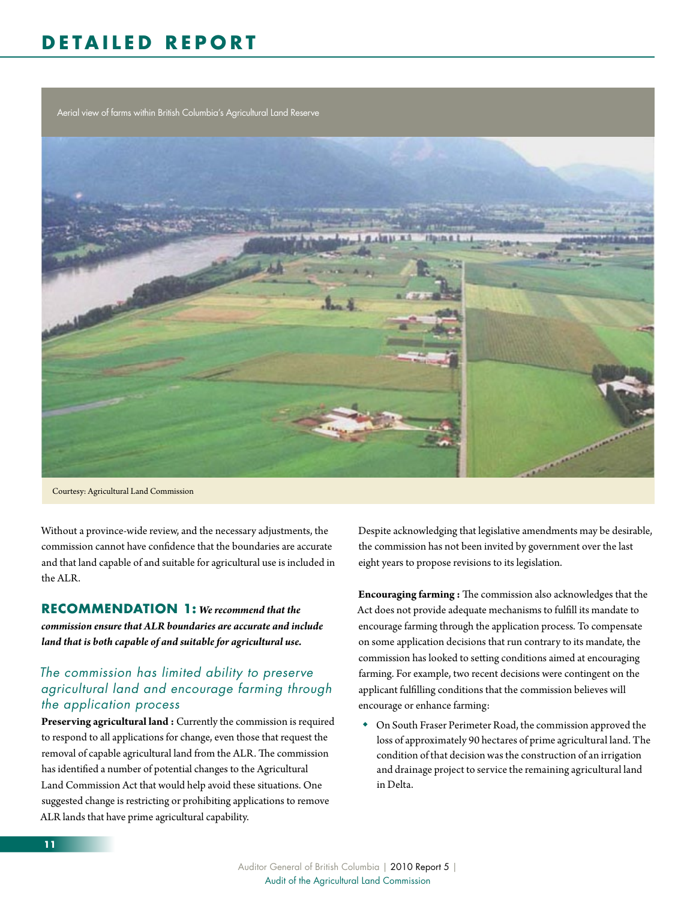Aerial view of farms within British Columbia's Agricultural Land Reserve

Courtesy: Agricultural Land Commission

Without a province-wide review, and the necessary adjustments, the commission cannot have confidence that the boundaries are accurate and that land capable of and suitable for agricultural use is included in the ALR.

**RECOMMENDATION 1:** ***We recommend that the commission ensure that ALR boundaries are accurate and include land that is both capable of and suitable for agricultural use.***

### *The commission has limited ability to preserve agricultural land and encourage farming through the application process*

**Preserving agricultural land :** Currently the commission is required to respond to all applications for change, even those that request the removal of capable agricultural land from the ALR. The commission has identified a number of potential changes to the Agricultural Land Commission Act that would help avoid these situations. One suggested change is restricting or prohibiting applications to remove ALR lands that have prime agricultural capability.

Despite acknowledging that legislative amendments may be desirable, the commission has not been invited by government over the last eight years to propose revisions to its legislation.

**Encouraging farming :** The commission also acknowledges that the Act does not provide adequate mechanisms to fulfill its mandate to encourage farming through the application process. To compensate on some application decisions that run contrary to its mandate, the commission has looked to setting conditions aimed at encouraging farming. For example, two recent decisions were contingent on the applicant fulfilling conditions that the commission believes will encourage or enhance farming:

- On South Fraser Perimeter Road, the commission approved the loss of approximately 90 hectares of prime agricultural land. The condition of that decision was the construction of an irrigation and drainage project to service the remaining agricultural land in Delta.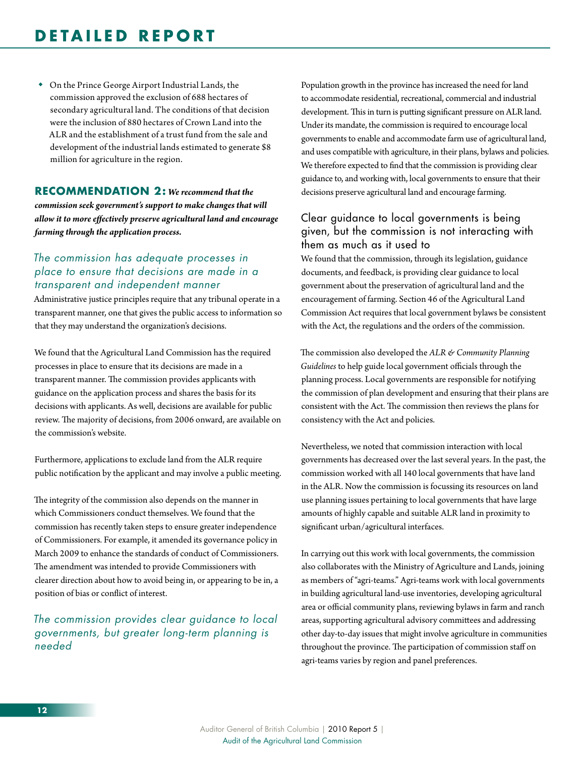- On the Prince George Airport Industrial Lands, the commission approved the exclusion of 688 hectares of secondary agricultural land. The conditions of that decision were the inclusion of 880 hectares of Crown Land into the ALR and the establishment of a trust fund from the sale and development of the industrial lands estimated to generate $8 million for agriculture in the region.

**RECOMMENDATION 2:** ***We recommend that the commission seek government's support to make changes that will allow it to more effectively preserve agricultural land and encourage farming through the application process.***

### *The commission has adequate processes in place to ensure that decisions are made in a transparent and independent manner*

Administrative justice principles require that any tribunal operate in a transparent manner, one that gives the public access to information so that they may understand the organization's decisions.

We found that the Agricultural Land Commission has the required processes in place to ensure that its decisions are made in a transparent manner. The commission provides applicants with guidance on the application process and shares the basis for its decisions with applicants. As well, decisions are available for public review. The majority of decisions, from 2006 onward, are available on the commission's website.

Furthermore, applications to exclude land from the ALR require public notification by the applicant and may involve a public meeting.

The integrity of the commission also depends on the manner in which Commissioners conduct themselves. We found that the commission has recently taken steps to ensure greater independence of Commissioners. For example, it amended its governance policy in March 2009 to enhance the standards of conduct of Commissioners. The amendment was intended to provide Commissioners with clearer direction about how to avoid being in, or appearing to be in, a position of bias or conflict of interest.

### *The commission provides clear guidance to local governments, but greater long-term planning is needed*

Population growth in the province has increased the need for land to accommodate residential, recreational, commercial and industrial development. This in turn is putting significant pressure on ALR land. Under its mandate, the commission is required to encourage local governments to enable and accommodate farm use of agricultural land, and uses compatible with agriculture, in their plans, bylaws and policies. We therefore expected to find that the commission is providing clear guidance to, and working with, local governments to ensure that their decisions preserve agricultural land and encourage farming.

#### Clear guidance to local governments is being given, but the commission is not interacting with them as much as it used to

We found that the commission, through its legislation, guidance documents, and feedback, is providing clear guidance to local government about the preservation of agricultural land and the encouragement of farming. Section 46 of the Agricultural Land Commission Act requires that local government bylaws be consistent with the Act, the regulations and the orders of the commission.

The commission also developed the *ALR & Community Planning Guidelines* to help guide local government officials through the planning process. Local governments are responsible for notifying the commission of plan development and ensuring that their plans are consistent with the Act. The commission then reviews the plans for consistency with the Act and policies.

Nevertheless, we noted that commission interaction with local governments has decreased over the last several years. In the past, the commission worked with all 140 local governments that have land in the ALR. Now the commission is focussing its resources on land use planning issues pertaining to local governments that have large amounts of highly capable and suitable ALR land in proximity to significant urban/agricultural interfaces.

In carrying out this work with local governments, the commission also collaborates with the Ministry of Agriculture and Lands, joining as members of "agri-teams." Agri-teams work with local governments in building agricultural land-use inventories, developing agricultural area or official community plans, reviewing bylaws in farm and ranch areas, supporting agricultural advisory committees and addressing other day-to-day issues that might involve agriculture in communities throughout the province. The participation of commission staff on agri-teams varies by region and panel preferences.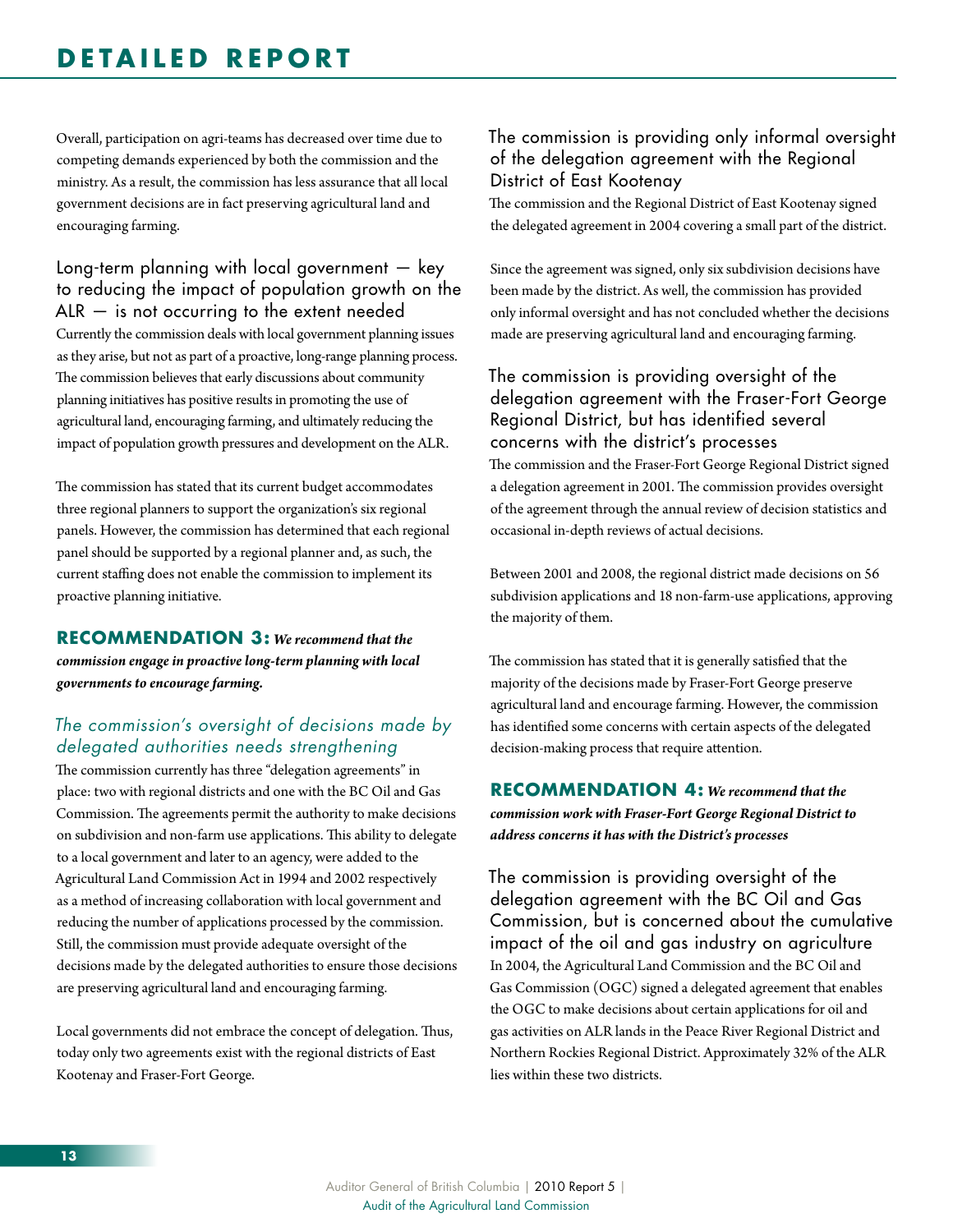Overall, participation on agri-teams has decreased over time due to competing demands experienced by both the commission and the ministry. As a result, the commission has less assurance that all local government decisions are in fact preserving agricultural land and encouraging farming.

### Long-term planning with local government — key to reducing the impact of population growth on the ALR — is not occurring to the extent needed

Currently the commission deals with local government planning issues as they arise, but not as part of a proactive, long-range planning process. The commission believes that early discussions about community planning initiatives has positive results in promoting the use of agricultural land, encouraging farming, and ultimately reducing the impact of population growth pressures and development on the ALR.

The commission has stated that its current budget accommodates three regional planners to support the organization's six regional panels. However, the commission has determined that each regional panel should be supported by a regional planner and, as such, the current staffing does not enable the commission to implement its proactive planning initiative.

**RECOMMENDATION 3:** ***We recommend that the commission engage in proactive long-term planning with local governments to encourage farming.***

### *The commission's oversight of decisions made by delegated authorities needs strengthening*

The commission currently has three "delegation agreements" in place: two with regional districts and one with the BC Oil and Gas Commission. The agreements permit the authority to make decisions on subdivision and non-farm use applications. This ability to delegate to a local government and later to an agency, were added to the Agricultural Land Commission Act in 1994 and 2002 respectively as a method of increasing collaboration with local government and reducing the number of applications processed by the commission. Still, the commission must provide adequate oversight of the decisions made by the delegated authorities to ensure those decisions are preserving agricultural land and encouraging farming.

Local governments did not embrace the concept of delegation. Thus, today only two agreements exist with the regional districts of East Kootenay and Fraser-Fort George.

### The commission is providing only informal oversight of the delegation agreement with the Regional District of East Kootenay

The commission and the Regional District of East Kootenay signed the delegated agreement in 2004 covering a small part of the district.

Since the agreement was signed, only six subdivision decisions have been made by the district. As well, the commission has provided only informal oversight and has not concluded whether the decisions made are preserving agricultural land and encouraging farming.

### The commission is providing oversight of the delegation agreement with the Fraser-Fort George Regional District, but has identified several concerns with the district's processes

The commission and the Fraser-Fort George Regional District signed a delegation agreement in 2001. The commission provides oversight of the agreement through the annual review of decision statistics and occasional in-depth reviews of actual decisions.

Between 2001 and 2008, the regional district made decisions on 56 subdivision applications and 18 non-farm-use applications, approving the majority of them.

The commission has stated that it is generally satisfied that the majority of the decisions made by Fraser-Fort George preserve agricultural land and encourage farming. However, the commission has identified some concerns with certain aspects of the delegated decision-making process that require attention.

**RECOMMENDATION 4:** ***We recommend that the commission work with Fraser-Fort George Regional District to address concerns it has with the District's processes***

### The commission is providing oversight of the delegation agreement with the BC Oil and Gas Commission, but is concerned about the cumulative impact of the oil and gas industry on agriculture

In 2004, the Agricultural Land Commission and the BC Oil and Gas Commission (OGC) signed a delegated agreement that enables the OGC to make decisions about certain applications for oil and gas activities on ALR lands in the Peace River Regional District and Northern Rockies Regional District. Approximately 32% of the ALR lies within these two districts.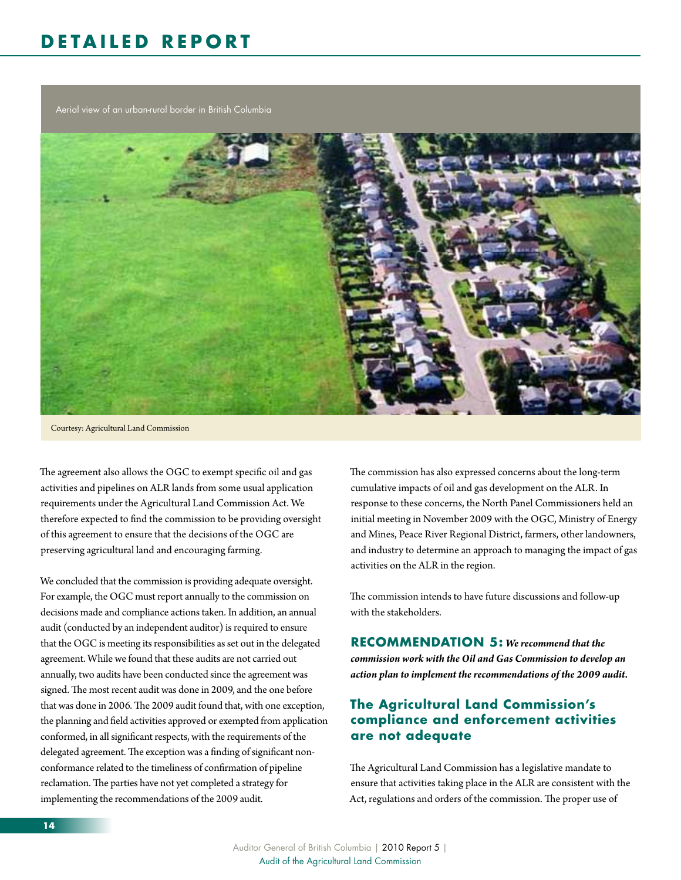Aerial view of an urban-rural border in British Columbia

Courtesy: Agricultural Land Commission

The agreement also allows the OGC to exempt specific oil and gas activities and pipelines on ALR lands from some usual application requirements under the Agricultural Land Commission Act. We therefore expected to find the commission to be providing oversight of this agreement to ensure that the decisions of the OGC are preserving agricultural land and encouraging farming.

We concluded that the commission is providing adequate oversight. For example, the OGC must report annually to the commission on decisions made and compliance actions taken. In addition, an annual audit (conducted by an independent auditor) is required to ensure that the OGC is meeting its responsibilities as set out in the delegated agreement. While we found that these audits are not carried out annually, two audits have been conducted since the agreement was signed. The most recent audit was done in 2009, and the one before that was done in 2006. The 2009 audit found that, with one exception, the planning and field activities approved or exempted from application conformed, in all significant respects, with the requirements of the delegated agreement. The exception was a finding of significant non-conformance related to the timeliness of confirmation of pipeline reclamation. The parties have not yet completed a strategy for implementing the recommendations of the 2009 audit.

The commission has also expressed concerns about the long-term cumulative impacts of oil and gas development on the ALR. In response to these concerns, the North Panel Commissioners held an initial meeting in November 2009 with the OGC, Ministry of Energy and Mines, Peace River Regional District, farmers, other landowners, and industry to determine an approach to managing the impact of gas activities on the ALR in the region.

The commission intends to have future discussions and follow-up with the stakeholders.

**RECOMMENDATION 5:** ***We recommend that the commission work with the Oil and Gas Commission to develop an action plan to implement the recommendations of the 2009 audit.***

## The Agricultural Land Commission's compliance and enforcement activities are not adequate

The Agricultural Land Commission has a legislative mandate to ensure that activities taking place in the ALR are consistent with the Act, regulations and orders of the commission. The proper use of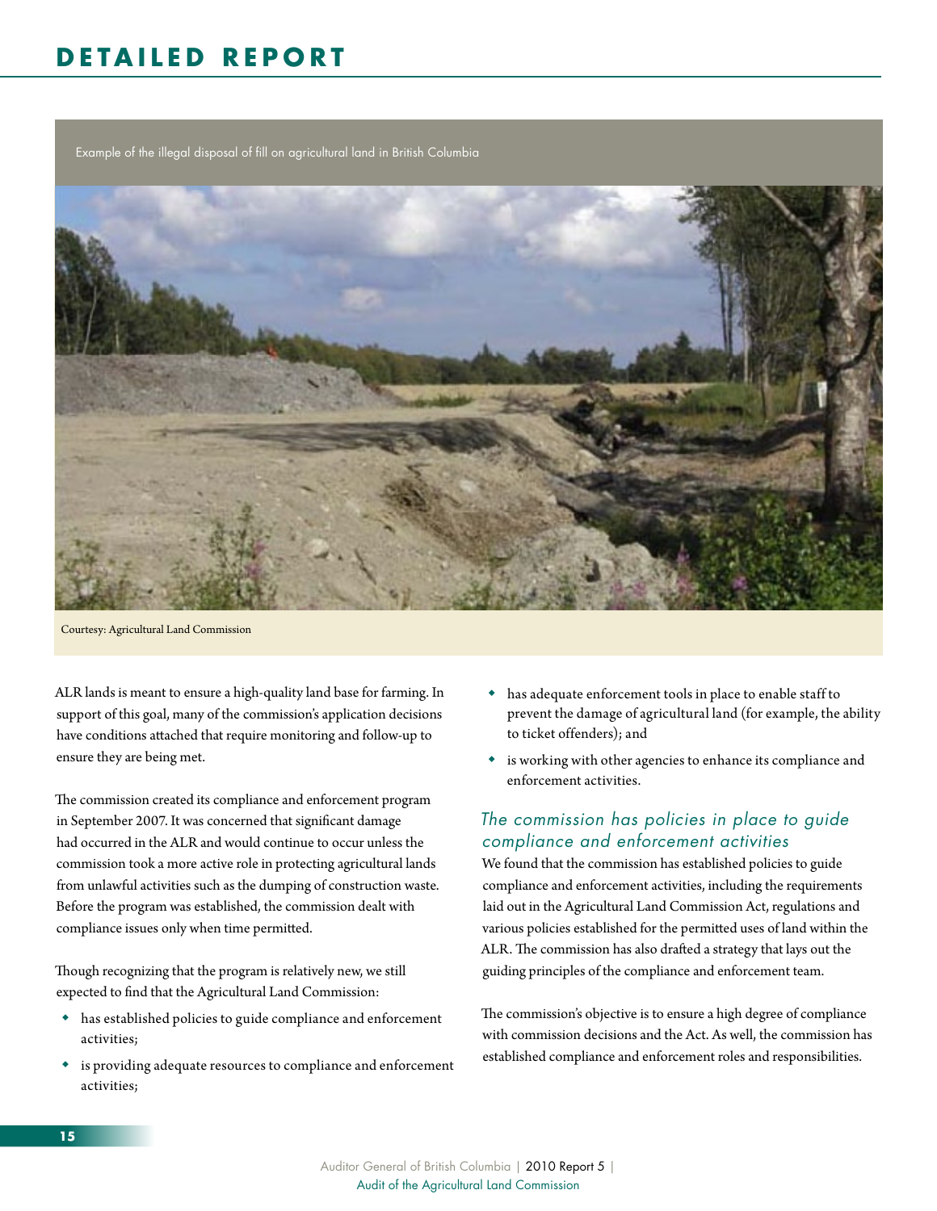Example of the illegal disposal of fill on agricultural land in British Columbia

Courtesy: Agricultural Land Commission

ALR lands is meant to ensure a high-quality land base for farming. In support of this goal, many of the commission's application decisions have conditions attached that require monitoring and follow-up to ensure they are being met.

The commission created its compliance and enforcement program in September 2007. It was concerned that significant damage had occurred in the ALR and would continue to occur unless the commission took a more active role in protecting agricultural lands from unlawful activities such as the dumping of construction waste. Before the program was established, the commission dealt with compliance issues only when time permitted.

Though recognizing that the program is relatively new, we still expected to find that the Agricultural Land Commission:

- has established policies to guide compliance and enforcement activities;
- is providing adequate resources to compliance and enforcement activities;
- has adequate enforcement tools in place to enable staff to prevent the damage of agricultural land (for example, the ability to ticket offenders); and
- is working with other agencies to enhance its compliance and enforcement activities.

### *The commission has policies in place to guide compliance and enforcement activities*

We found that the commission has established policies to guide compliance and enforcement activities, including the requirements laid out in the Agricultural Land Commission Act, regulations and various policies established for the permitted uses of land within the ALR. The commission has also drafted a strategy that lays out the guiding principles of the compliance and enforcement team.

The commission's objective is to ensure a high degree of compliance with commission decisions and the Act. As well, the commission has established compliance and enforcement roles and responsibilities.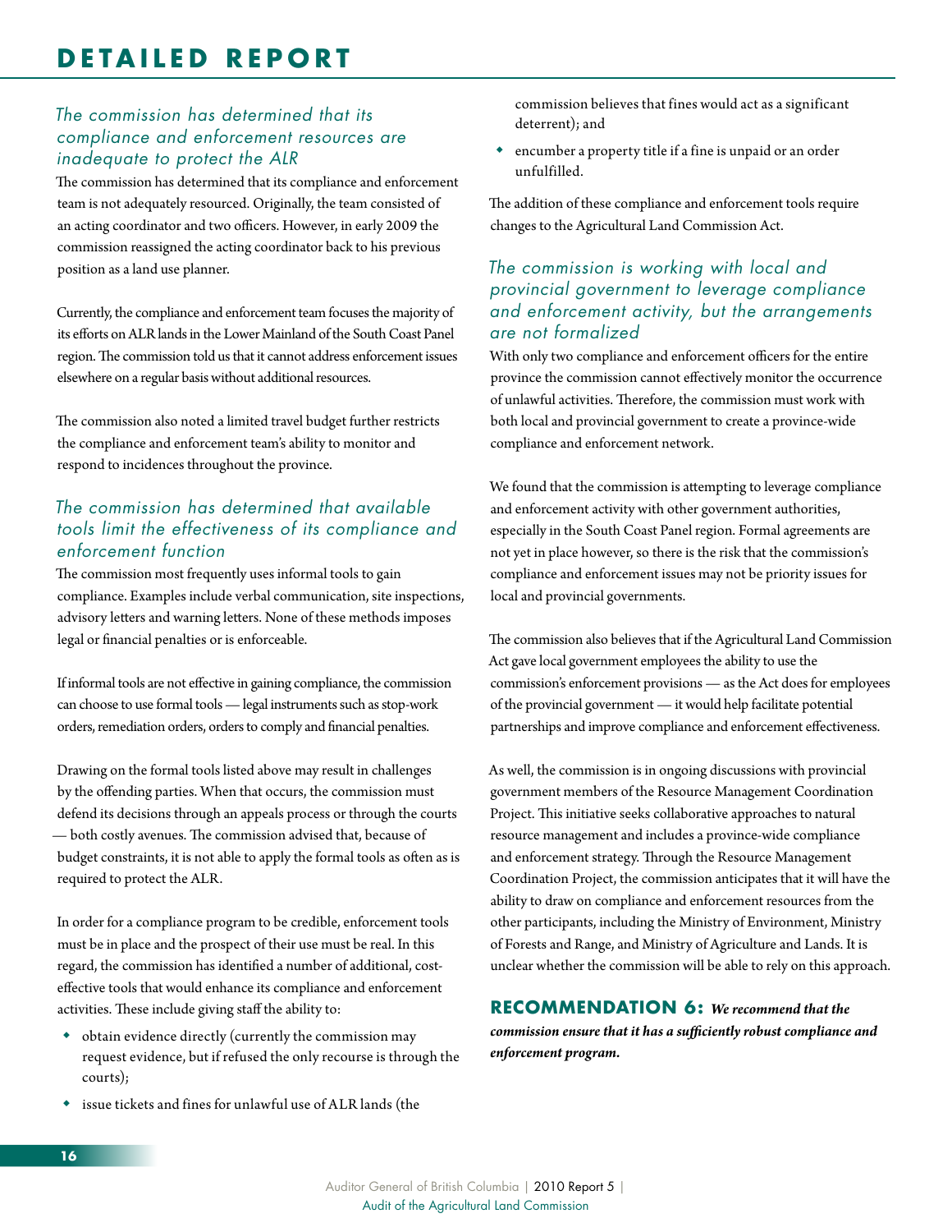# DETAILED REPORT

### *The commission has determined that its compliance and enforcement resources are inadequate to protect the ALR*

The commission has determined that its compliance and enforcement team is not adequately resourced. Originally, the team consisted of an acting coordinator and two officers. However, in early 2009 the commission reassigned the acting coordinator back to his previous position as a land use planner.

Currently, the compliance and enforcement team focuses the majority of its efforts on ALR lands in the Lower Mainland of the South Coast Panel region. The commission told us that it cannot address enforcement issues elsewhere on a regular basis without additional resources.

The commission also noted a limited travel budget further restricts the compliance and enforcement team's ability to monitor and respond to incidences throughout the province.

### *The commission has determined that available tools limit the effectiveness of its compliance and enforcement function*

The commission most frequently uses informal tools to gain compliance. Examples include verbal communication, site inspections, advisory letters and warning letters. None of these methods imposes legal or financial penalties or is enforceable.

If informal tools are not effective in gaining compliance, the commission can choose to use formal tools — legal instruments such as stop-work orders, remediation orders, orders to comply and financial penalties.

Drawing on the formal tools listed above may result in challenges by the offending parties. When that occurs, the commission must defend its decisions through an appeals process or through the courts — both costly avenues. The commission advised that, because of budget constraints, it is not able to apply the formal tools as often as is required to protect the ALR.

In order for a compliance program to be credible, enforcement tools must be in place and the prospect of their use must be real. In this regard, the commission has identified a number of additional, cost-effective tools that would enhance its compliance and enforcement activities. These include giving staff the ability to:

- obtain evidence directly (currently the commission may request evidence, but if refused the only recourse is through the courts);
- issue tickets and fines for unlawful use of ALR lands (the commission believes that fines would act as a significant deterrent); and
- encumber a property title if a fine is unpaid or an order unfulfilled.

The addition of these compliance and enforcement tools require changes to the Agricultural Land Commission Act.

### *The commission is working with local and provincial government to leverage compliance and enforcement activity, but the arrangements are not formalized*

With only two compliance and enforcement officers for the entire province the commission cannot effectively monitor the occurrence of unlawful activities. Therefore, the commission must work with both local and provincial government to create a province-wide compliance and enforcement network.

We found that the commission is attempting to leverage compliance and enforcement activity with other government authorities, especially in the South Coast Panel region. Formal agreements are not yet in place however, so there is the risk that the commission's compliance and enforcement issues may not be priority issues for local and provincial governments.

The commission also believes that if the Agricultural Land Commission Act gave local government employees the ability to use the commission's enforcement provisions — as the Act does for employees of the provincial government — it would help facilitate potential partnerships and improve compliance and enforcement effectiveness.

As well, the commission is in ongoing discussions with provincial government members of the Resource Management Coordination Project. This initiative seeks collaborative approaches to natural resource management and includes a province-wide compliance and enforcement strategy. Through the Resource Management Coordination Project, the commission anticipates that it will have the ability to draw on compliance and enforcement resources from the other participants, including the Ministry of Environment, Ministry of Forests and Range, and Ministry of Agriculture and Lands. It is unclear whether the commission will be able to rely on this approach.

**RECOMMENDATION 6:** ***We recommend that the commission ensure that it has a sufficiently robust compliance and enforcement program.***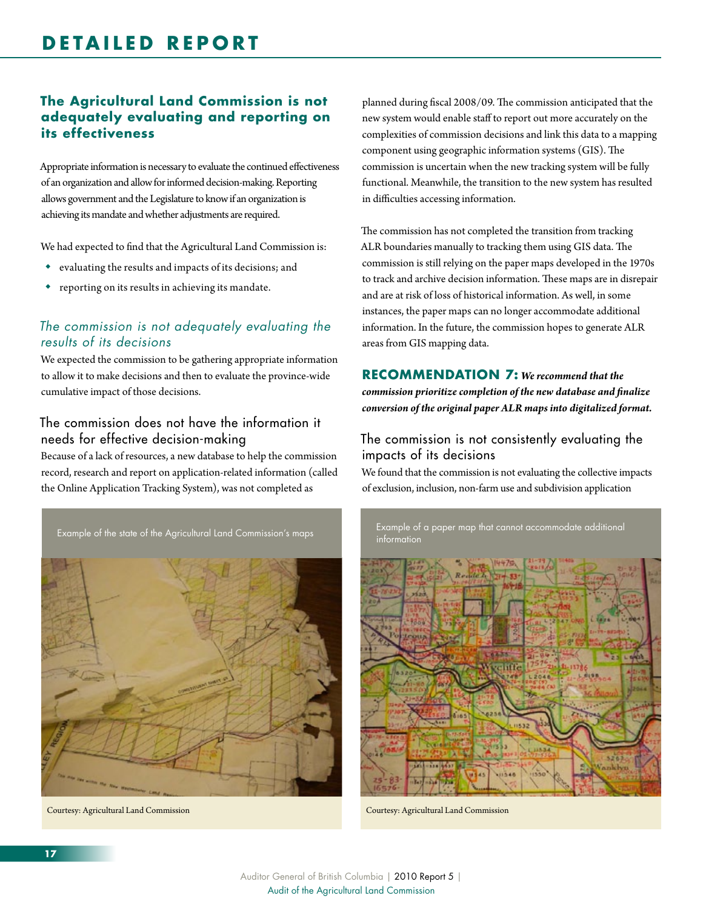## The Agricultural Land Commission is not adequately evaluating and reporting on its effectiveness

Appropriate information is necessary to evaluate the continued effectiveness of an organization and allow for informed decision-making. Reporting allows government and the Legislature to know if an organization is achieving its mandate and whether adjustments are required.

We had expected to find that the Agricultural Land Commission is:

- evaluating the results and impacts of its decisions; and
- reporting on its results in achieving its mandate.

### *The commission is not adequately evaluating the results of its decisions*

We expected the commission to be gathering appropriate information to allow it to make decisions and then to evaluate the province-wide cumulative impact of those decisions.

#### The commission does not have the information it needs for effective decision-making

Because of a lack of resources, a new database to help the commission record, research and report on application-related information (called the Online Application Tracking System), was not completed as planned during fiscal 2008/09. The commission anticipated that the new system would enable staff to report out more accurately on the complexities of commission decisions and link this data to a mapping component using geographic information systems (GIS). The commission is uncertain when the new tracking system will be fully functional. Meanwhile, the transition to the new system has resulted in difficulties accessing information.

The commission has not completed the transition from tracking ALR boundaries manually to tracking them using GIS data. The commission is still relying on the paper maps developed in the 1970s to track and archive decision information. These maps are in disrepair and are at risk of loss of historical information. As well, in some instances, the paper maps can no longer accommodate additional information. In the future, the commission hopes to generate ALR areas from GIS mapping data.

**RECOMMENDATION 7:** ***We recommend that the commission prioritize completion of the new database and finalize conversion of the original paper ALR maps into digitalized format.***

#### The commission is not consistently evaluating the impacts of its decisions

We found that the commission is not evaluating the collective impacts of exclusion, inclusion, non-farm use and subdivision application

Example of the state of the Agricultural Land Commission's maps

Courtesy: Agricultural Land Commission

Example of a paper map that cannot accommodate additional information

Courtesy: Agricultural Land Commission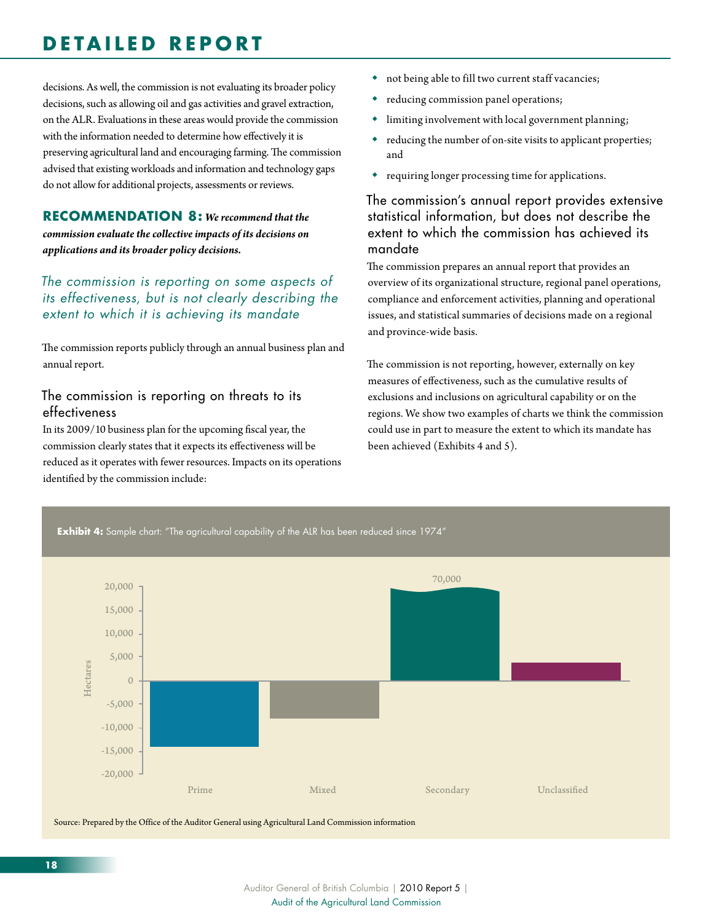decisions. As well, the commission is not evaluating its broader policy decisions, such as allowing oil and gas activities and gravel extraction, on the ALR. Evaluations in these areas would provide the commission with the information needed to determine how effectively it is preserving agricultural land and encouraging farming. The commission advised that existing workloads and information and technology gaps do not allow for additional projects, assessments or reviews.

**RECOMMENDATION 8:** ***We recommend that the commission evaluate the collective impacts of its decisions on applications and its broader policy decisions.***

## *The commission is reporting on some aspects of its effectiveness, but is not clearly describing the extent to which it is achieving its mandate*

The commission reports publicly through an annual business plan and annual report.

### The commission is reporting on threats to its effectiveness

In its 2009/10 business plan for the upcoming fiscal year, the commission clearly states that it expects its effectiveness will be reduced as it operates with fewer resources. Impacts on its operations identified by the commission include:

- not being able to fill two current staff vacancies;
- reducing commission panel operations;
- limiting involvement with local government planning;
- reducing the number of on-site visits to applicant properties; and
- requiring longer processing time for applications.

### The commission's annual report provides extensive statistical information, but does not describe the extent to which the commission has achieved its mandate

The commission prepares an annual report that provides an overview of its organizational structure, regional panel operations, compliance and enforcement activities, planning and operational issues, and statistical summaries of decisions made on a regional and province-wide basis.

The commission is not reporting, however, externally on key measures of effectiveness, such as the cumulative results of exclusions and inclusions on agricultural capability or on the regions. We show two examples of charts we think the commission could use in part to measure the extent to which its mandate has been achieved (Exhibits 4 and 5).

**Exhibit 4:** Sample chart: "The agricultural capability of the ALR has been reduced since 1974"

| Category | Hectares (approx.) |
|---|---|
| Prime | -14,000 |
| Mixed | -8,000 |
| Secondary | 70,000 |
| Unclassified | 4,000 |

Source: Prepared by the Office of the Auditor General using Agricultural Land Commission information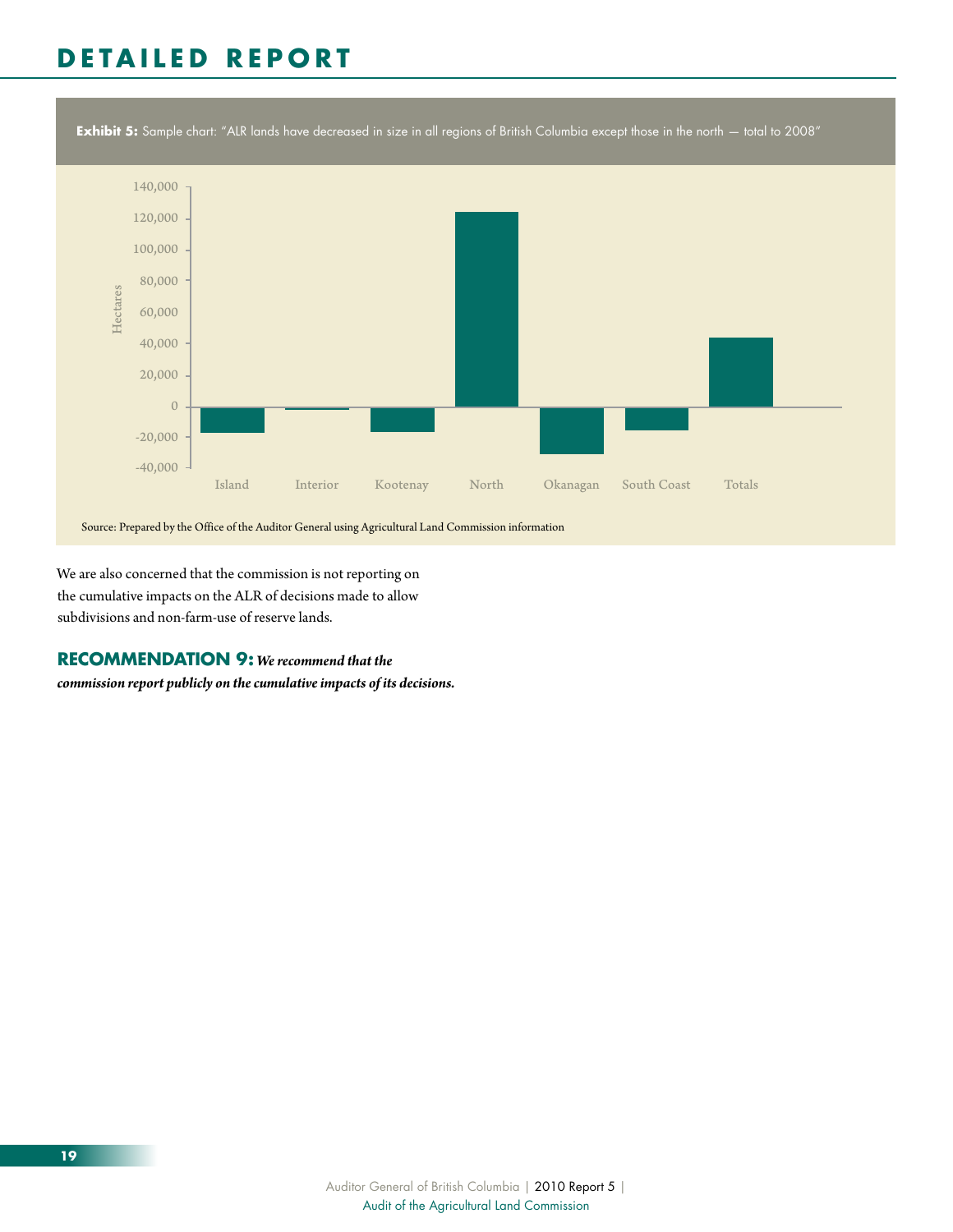**Exhibit 5:** Sample chart: "ALR lands have decreased in size in all regions of British Columbia except those in the north — total to 2008"

Hectares

140,000
120,000
100,000
80,000
60,000
40,000
20,000
0
-20,000
-40,000

Island
Interior
Kootenay
North
Okanagan
South Coast
Totals

Source: Prepared by the Office of the Auditor General using Agricultural Land Commission information

We are also concerned that the commission is not reporting on the cumulative impacts on the ALR of decisions made to allow subdivisions and non-farm-use of reserve lands.

**RECOMMENDATION 9:** ***We recommend that the commission report publicly on the cumulative impacts of its decisions.***